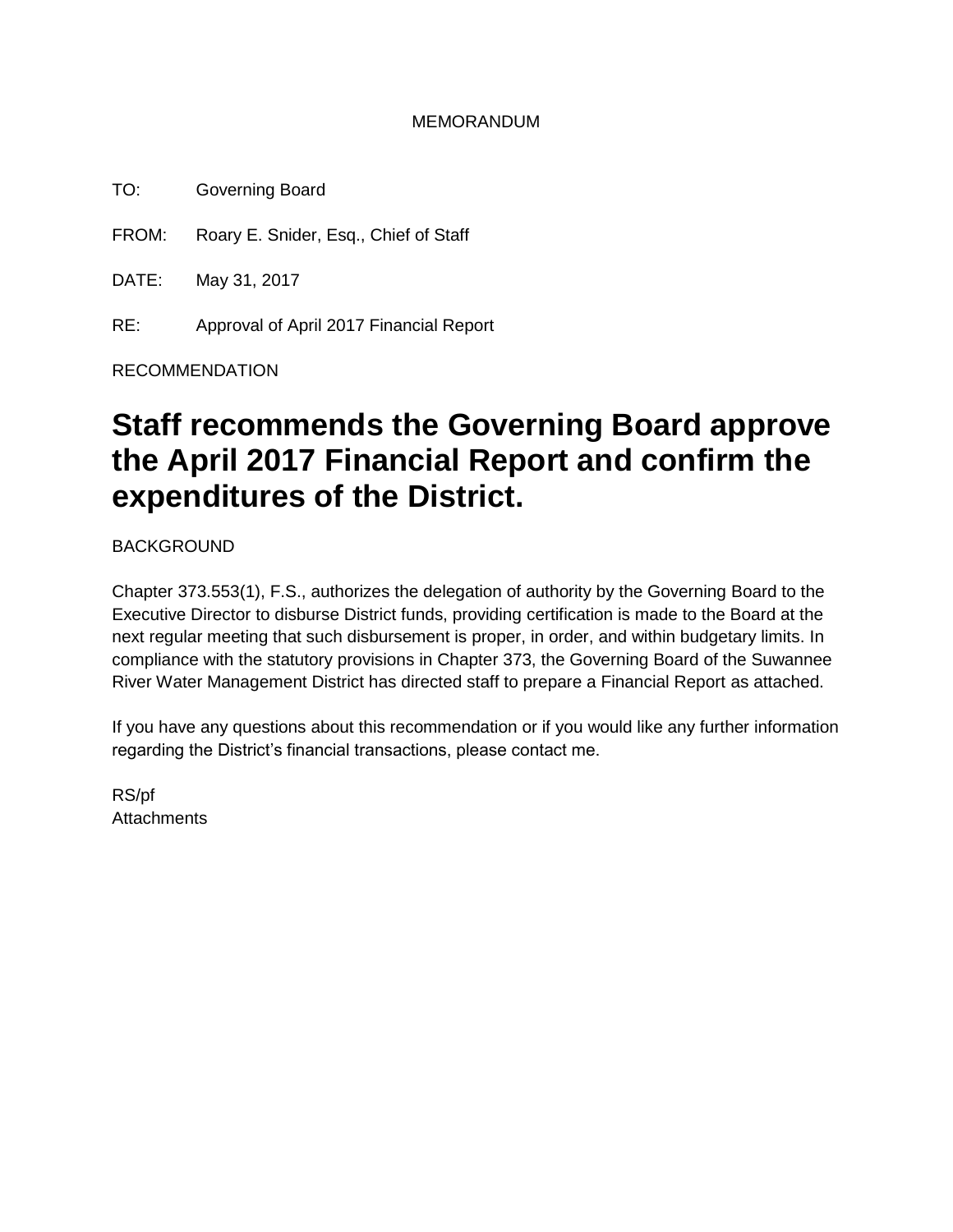MEMORANDUM

TO: Governing Board

FROM: Roary E. Snider, Esq., Chief of Staff

DATE: May 31, 2017

RE: Approval of April 2017 Financial Report

RECOMMENDATION

# Staff recommends the Governing Board approve the April 2017 Financial Report and confirm the expenditures of the District.

BACKGROUND

Chapter 373.553(1), F.S., authorizes the delegation of authority by the Governing Board to the Executive Director to disburse District funds, providing certification is made to the Board at the next regular meeting that such disbursement is proper, in order, and within budgetary limits. In compliance with the statutory provisions in Chapter 373, the Governing Board of the Suwannee River Water Management District has directed staff to prepare a Financial Report as attached.

If you have any questions about this recommendation or if you would like any further information regarding the District's financial transactions, please contact me.

RS/pf
Attachments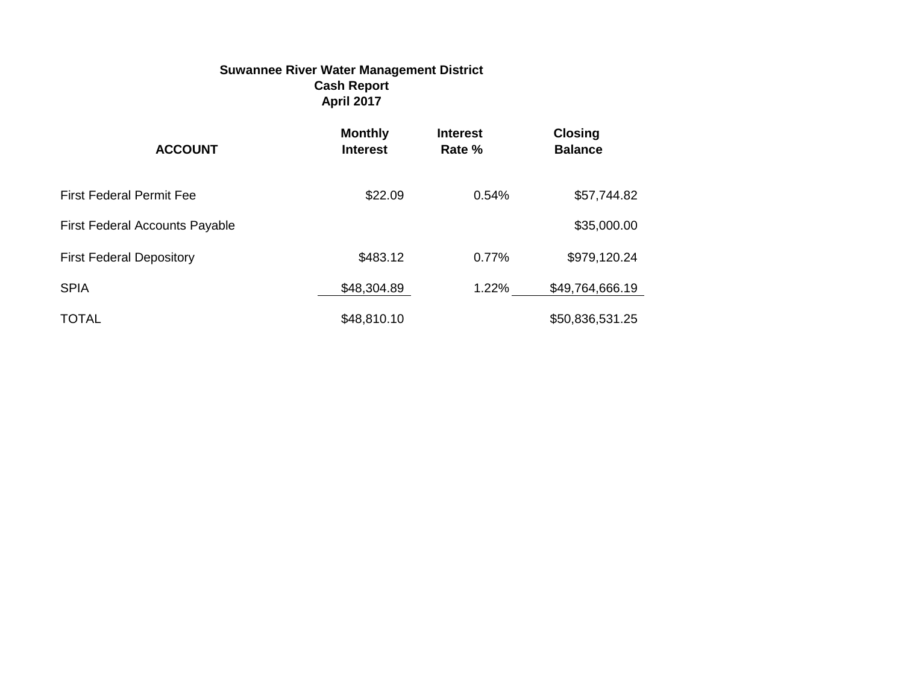**Suwannee River Water Management District**
**Cash Report**
**April 2017**

| ACCOUNT | Monthly Interest | Interest Rate % | Closing Balance |
|---|---|---|---|
| First Federal Permit Fee | $22.09 | 0.54% | $57,744.82 |
| First Federal Accounts Payable | | | $35,000.00 |
| First Federal Depository | $483.12 | 0.77% | $979,120.24 |
| SPIA | $48,304.89 | 1.22% | $49,764,666.19 |
| TOTAL | $48,810.10 | | $50,836,531.25 |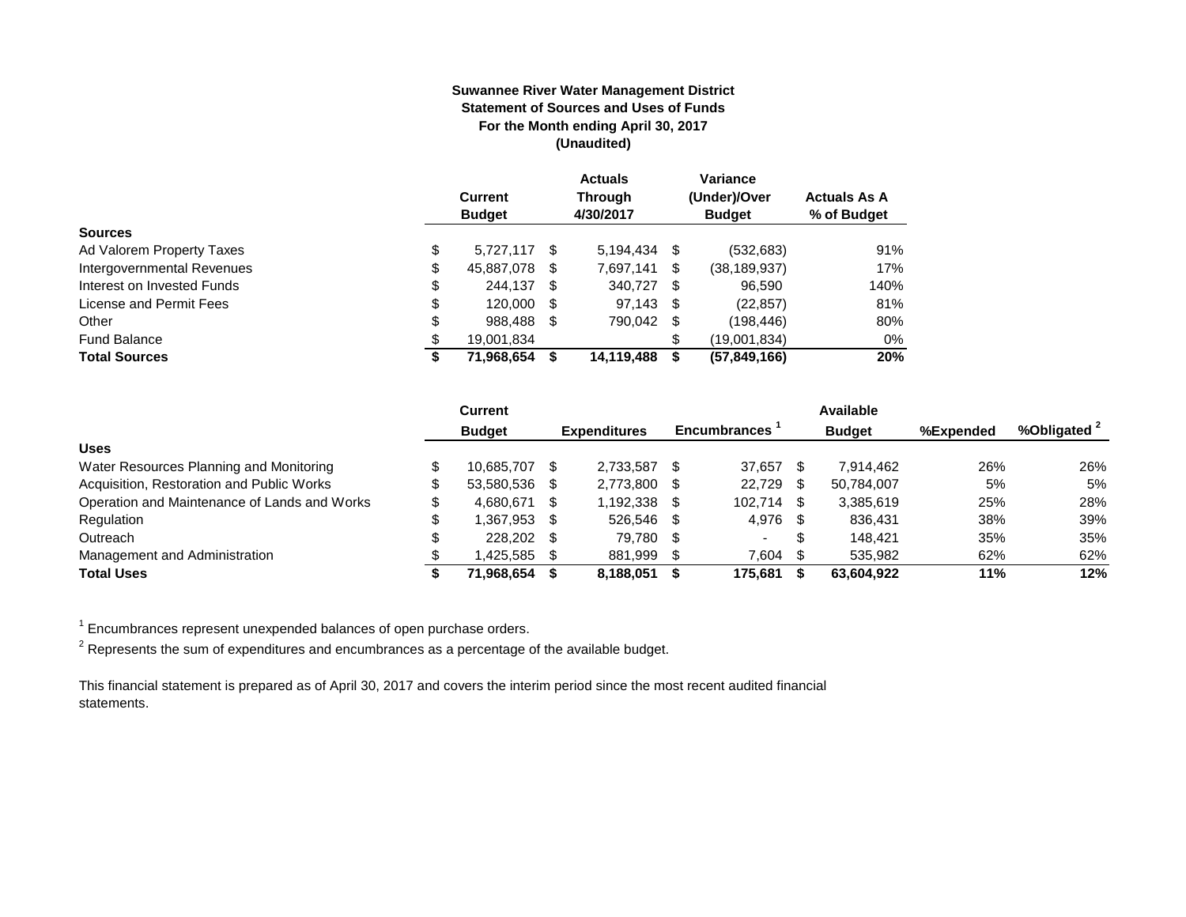**Suwannee River Water Management District**
**Statement of Sources and Uses of Funds**
**For the Month ending April 30, 2017**
**(Unaudited)**

| | Current Budget | Actuals Through 4/30/2017 | Variance (Under)/Over Budget | Actuals As A % of Budget |
|---|---|---|---|---|
| **Sources** | | | | |
| Ad Valorem Property Taxes | $ 5,727,117 | $ 5,194,434 | $ (532,683) | 91% |
| Intergovernmental Revenues | $ 45,887,078 | $ 7,697,141 | $ (38,189,937) | 17% |
| Interest on Invested Funds | $ 244,137 | $ 340,727 | $ 96,590 | 140% |
| License and Permit Fees | $ 120,000 | $ 97,143 | $ (22,857) | 81% |
| Other | $ 988,488 | $ 790,042 | $ (198,446) | 80% |
| Fund Balance | $ 19,001,834 | | $ (19,001,834) | 0% |
| **Total Sources** | **$ 71,968,654** | **$ 14,119,488** | **$ (57,849,166)** | **20%** |

| | Current Budget | Expenditures | Encumbrances [1] | Available Budget | %Expended | %Obligated [2] |
|---|---|---|---|---|---|---|
| **Uses** | | | | | | |
| Water Resources Planning and Monitoring | $ 10,685,707 | $ 2,733,587 | $ 37,657 | $ 7,914,462 | 26% | 26% |
| Acquisition, Restoration and Public Works | $ 53,580,536 | $ 2,773,800 | $ 22,729 | $ 50,784,007 | 5% | 5% |
| Operation and Maintenance of Lands and Works | $ 4,680,671 | $ 1,192,338 | $ 102,714 | $ 3,385,619 | 25% | 28% |
| Regulation | $ 1,367,953 | $ 526,546 | $ 4,976 | $ 836,431 | 38% | 39% |
| Outreach | $ 228,202 | $ 79,780 | $ - | $ 148,421 | 35% | 35% |
| Management and Administration | $ 1,425,585 | $ 881,999 | $ 7,604 | $ 535,982 | 62% | 62% |
| **Total Uses** | **$ 71,968,654** | **$ 8,188,051** | **$ 175,681** | **$ 63,604,922** | **11%** | **12%** |

[1] Encumbrances represent unexpended balances of open purchase orders.

[2] Represents the sum of expenditures and encumbrances as a percentage of the available budget.

This financial statement is prepared as of April 30, 2017 and covers the interim period since the most recent audited financial statements.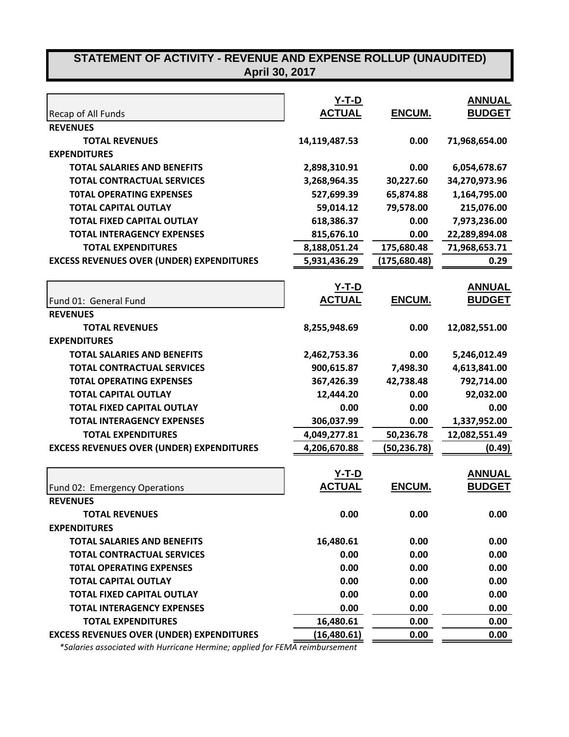# STATEMENT OF ACTIVITY - REVENUE AND EXPENSE ROLLUP (UNAUDITED)
## April 30, 2017

| Recap of All Funds | Y-T-D ACTUAL | ENCUM. | ANNUAL BUDGET |
|---|---|---|---|
| **REVENUES** | | | |
| **TOTAL REVENUES** | 14,119,487.53 | 0.00 | 71,968,654.00 |
| **EXPENDITURES** | | | |
| **TOTAL SALARIES AND BENEFITS** | 2,898,310.91 | 0.00 | 6,054,678.67 |
| **TOTAL CONTRACTUAL SERVICES** | 3,268,964.35 | 30,227.60 | 34,270,973.96 |
| **T0TAL OPERATING EXPENSES** | 527,699.39 | 65,874.88 | 1,164,795.00 |
| **TOTAL CAPITAL OUTLAY** | 59,014.12 | 79,578.00 | 215,076.00 |
| **TOTAL FIXED CAPITAL OUTLAY** | 618,386.37 | 0.00 | 7,973,236.00 |
| **TOTAL INTERAGENCY EXPENSES** | 815,676.10 | 0.00 | 22,289,894.08 |
| **TOTAL EXPENDITURES** | 8,188,051.24 | 175,680.48 | 71,968,653.71 |
| **EXCESS REVENUES OVER (UNDER) EXPENDITURES** | 5,931,436.29 | (175,680.48) | 0.29 |

| Fund 01: General Fund | Y-T-D ACTUAL | ENCUM. | ANNUAL BUDGET |
|---|---|---|---|
| **REVENUES** | | | |
| **TOTAL REVENUES** | 8,255,948.69 | 0.00 | 12,082,551.00 |
| **EXPENDITURES** | | | |
| **TOTAL SALARIES AND BENEFITS** | 2,462,753.36 | 0.00 | 5,246,012.49 |
| **TOTAL CONTRACTUAL SERVICES** | 900,615.87 | 7,498.30 | 4,613,841.00 |
| **T0TAL OPERATING EXPENSES** | 367,426.39 | 42,738.48 | 792,714.00 |
| **TOTAL CAPITAL OUTLAY** | 12,444.20 | 0.00 | 92,032.00 |
| **TOTAL FIXED CAPITAL OUTLAY** | 0.00 | 0.00 | 0.00 |
| **TOTAL INTERAGENCY EXPENSES** | 306,037.99 | 0.00 | 1,337,952.00 |
| **TOTAL EXPENDITURES** | 4,049,277.81 | 50,236.78 | 12,082,551.49 |
| **EXCESS REVENUES OVER (UNDER) EXPENDITURES** | 4,206,670.88 | (50,236.78) | (0.49) |

| Fund 02: Emergency Operations | Y-T-D ACTUAL | ENCUM. | ANNUAL BUDGET |
|---|---|---|---|
| **REVENUES** | | | |
| **TOTAL REVENUES** | 0.00 | 0.00 | 0.00 |
| **EXPENDITURES** | | | |
| **TOTAL SALARIES AND BENEFITS** | 16,480.61 | 0.00 | 0.00 |
| **TOTAL CONTRACTUAL SERVICES** | 0.00 | 0.00 | 0.00 |
| **T0TAL OPERATING EXPENSES** | 0.00 | 0.00 | 0.00 |
| **TOTAL CAPITAL OUTLAY** | 0.00 | 0.00 | 0.00 |
| **TOTAL FIXED CAPITAL OUTLAY** | 0.00 | 0.00 | 0.00 |
| **TOTAL INTERAGENCY EXPENSES** | 0.00 | 0.00 | 0.00 |
| **TOTAL EXPENDITURES** | 16,480.61 | 0.00 | 0.00 |
| **EXCESS REVENUES OVER (UNDER) EXPENDITURES** | (16,480.61) | 0.00 | 0.00 |

*\*Salaries associated with Hurricane Hermine; applied for FEMA reimbursement*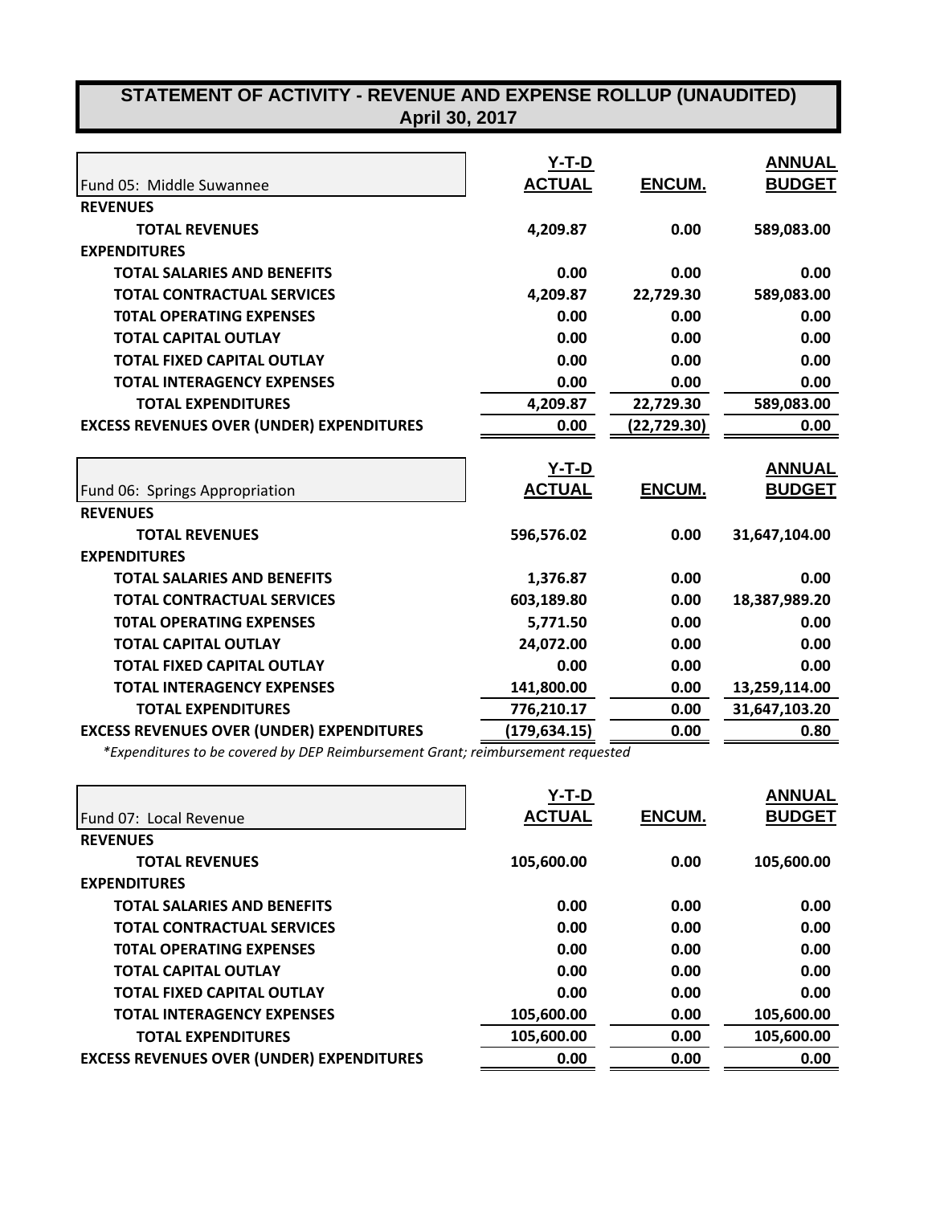# STATEMENT OF ACTIVITY - REVENUE AND EXPENSE ROLLUP (UNAUDITED)
## April 30, 2017

| Fund 05: Middle Suwannee | Y-T-D ACTUAL | ENCUM. | ANNUAL BUDGET |
|---|---|---|---|
| **REVENUES** | | | |
| **TOTAL REVENUES** | **4,209.87** | **0.00** | **589,083.00** |
| **EXPENDITURES** | | | |
| **TOTAL SALARIES AND BENEFITS** | **0.00** | **0.00** | **0.00** |
| **TOTAL CONTRACTUAL SERVICES** | **4,209.87** | **22,729.30** | **589,083.00** |
| **T0TAL OPERATING EXPENSES** | **0.00** | **0.00** | **0.00** |
| **TOTAL CAPITAL OUTLAY** | **0.00** | **0.00** | **0.00** |
| **TOTAL FIXED CAPITAL OUTLAY** | **0.00** | **0.00** | **0.00** |
| **TOTAL INTERAGENCY EXPENSES** | **0.00** | **0.00** | **0.00** |
| **TOTAL EXPENDITURES** | **4,209.87** | **22,729.30** | **589,083.00** |
| **EXCESS REVENUES OVER (UNDER) EXPENDITURES** | **0.00** | **(22,729.30)** | **0.00** |

| Fund 06: Springs Appropriation | Y-T-D ACTUAL | ENCUM. | ANNUAL BUDGET |
|---|---|---|---|
| **REVENUES** | | | |
| **TOTAL REVENUES** | **596,576.02** | **0.00** | **31,647,104.00** |
| **EXPENDITURES** | | | |
| **TOTAL SALARIES AND BENEFITS** | **1,376.87** | **0.00** | **0.00** |
| **TOTAL CONTRACTUAL SERVICES** | **603,189.80** | **0.00** | **18,387,989.20** |
| **T0TAL OPERATING EXPENSES** | **5,771.50** | **0.00** | **0.00** |
| **TOTAL CAPITAL OUTLAY** | **24,072.00** | **0.00** | **0.00** |
| **TOTAL FIXED CAPITAL OUTLAY** | **0.00** | **0.00** | **0.00** |
| **TOTAL INTERAGENCY EXPENSES** | **141,800.00** | **0.00** | **13,259,114.00** |
| **TOTAL EXPENDITURES** | **776,210.17** | **0.00** | **31,647,103.20** |
| **EXCESS REVENUES OVER (UNDER) EXPENDITURES** | **(179,634.15)** | **0.00** | **0.80** |

*\*Expenditures to be covered by DEP Reimbursement Grant; reimbursement requested*

| Fund 07: Local Revenue | Y-T-D ACTUAL | ENCUM. | ANNUAL BUDGET |
|---|---|---|---|
| **REVENUES** | | | |
| **TOTAL REVENUES** | **105,600.00** | **0.00** | **105,600.00** |
| **EXPENDITURES** | | | |
| **TOTAL SALARIES AND BENEFITS** | **0.00** | **0.00** | **0.00** |
| **TOTAL CONTRACTUAL SERVICES** | **0.00** | **0.00** | **0.00** |
| **T0TAL OPERATING EXPENSES** | **0.00** | **0.00** | **0.00** |
| **TOTAL CAPITAL OUTLAY** | **0.00** | **0.00** | **0.00** |
| **TOTAL FIXED CAPITAL OUTLAY** | **0.00** | **0.00** | **0.00** |
| **TOTAL INTERAGENCY EXPENSES** | **105,600.00** | **0.00** | **105,600.00** |
| **TOTAL EXPENDITURES** | **105,600.00** | **0.00** | **105,600.00** |
| **EXCESS REVENUES OVER (UNDER) EXPENDITURES** | **0.00** | **0.00** | **0.00** |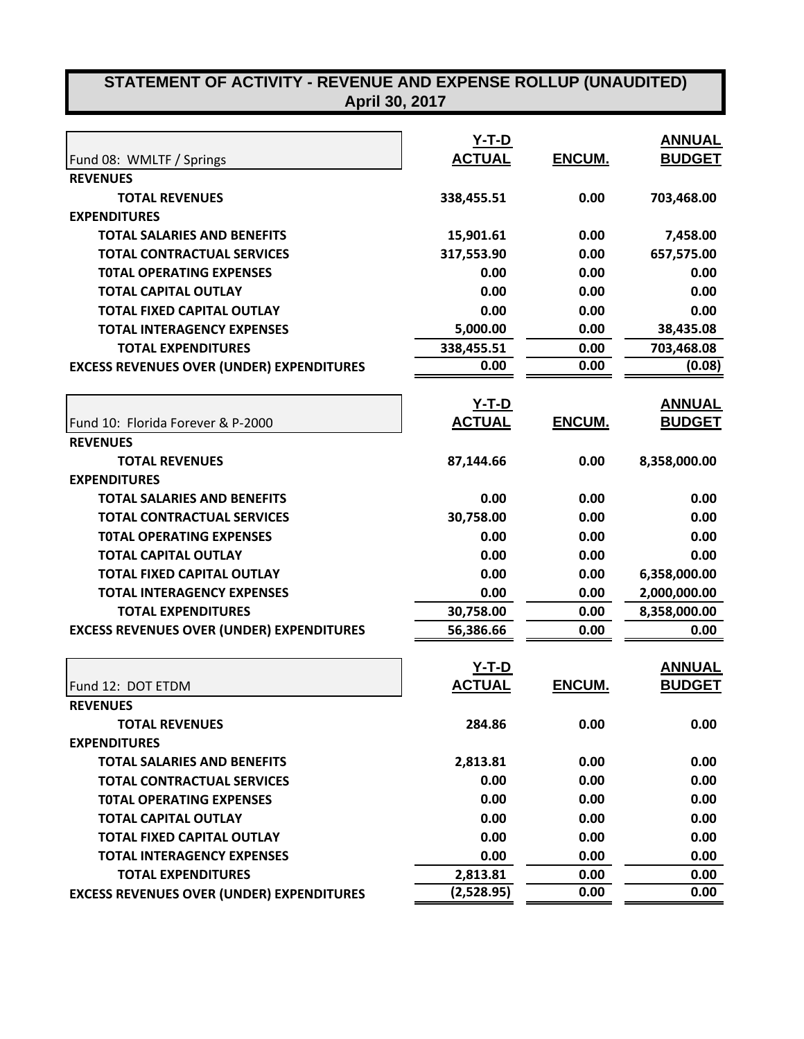# STATEMENT OF ACTIVITY - REVENUE AND EXPENSE ROLLUP (UNAUDITED)
## April 30, 2017

| Fund 08: WMLTF / Springs | Y-T-D ACTUAL | ENCUM. | ANNUAL BUDGET |
|---|---|---|---|
| **REVENUES** | | | |
| **TOTAL REVENUES** | 338,455.51 | 0.00 | 703,468.00 |
| **EXPENDITURES** | | | |
| **TOTAL SALARIES AND BENEFITS** | 15,901.61 | 0.00 | 7,458.00 |
| **TOTAL CONTRACTUAL SERVICES** | 317,553.90 | 0.00 | 657,575.00 |
| **T0TAL OPERATING EXPENSES** | 0.00 | 0.00 | 0.00 |
| **TOTAL CAPITAL OUTLAY** | 0.00 | 0.00 | 0.00 |
| **TOTAL FIXED CAPITAL OUTLAY** | 0.00 | 0.00 | 0.00 |
| **TOTAL INTERAGENCY EXPENSES** | 5,000.00 | 0.00 | 38,435.08 |
| **TOTAL EXPENDITURES** | 338,455.51 | 0.00 | 703,468.08 |
| **EXCESS REVENUES OVER (UNDER) EXPENDITURES** | 0.00 | 0.00 | (0.08) |

| Fund 10: Florida Forever & P-2000 | Y-T-D ACTUAL | ENCUM. | ANNUAL BUDGET |
|---|---|---|---|
| **REVENUES** | | | |
| **TOTAL REVENUES** | 87,144.66 | 0.00 | 8,358,000.00 |
| **EXPENDITURES** | | | |
| **TOTAL SALARIES AND BENEFITS** | 0.00 | 0.00 | 0.00 |
| **TOTAL CONTRACTUAL SERVICES** | 30,758.00 | 0.00 | 0.00 |
| **T0TAL OPERATING EXPENSES** | 0.00 | 0.00 | 0.00 |
| **TOTAL CAPITAL OUTLAY** | 0.00 | 0.00 | 0.00 |
| **TOTAL FIXED CAPITAL OUTLAY** | 0.00 | 0.00 | 6,358,000.00 |
| **TOTAL INTERAGENCY EXPENSES** | 0.00 | 0.00 | 2,000,000.00 |
| **TOTAL EXPENDITURES** | 30,758.00 | 0.00 | 8,358,000.00 |
| **EXCESS REVENUES OVER (UNDER) EXPENDITURES** | 56,386.66 | 0.00 | 0.00 |

| Fund 12: DOT ETDM | Y-T-D ACTUAL | ENCUM. | ANNUAL BUDGET |
|---|---|---|---|
| **REVENUES** | | | |
| **TOTAL REVENUES** | 284.86 | 0.00 | 0.00 |
| **EXPENDITURES** | | | |
| **TOTAL SALARIES AND BENEFITS** | 2,813.81 | 0.00 | 0.00 |
| **TOTAL CONTRACTUAL SERVICES** | 0.00 | 0.00 | 0.00 |
| **T0TAL OPERATING EXPENSES** | 0.00 | 0.00 | 0.00 |
| **TOTAL CAPITAL OUTLAY** | 0.00 | 0.00 | 0.00 |
| **TOTAL FIXED CAPITAL OUTLAY** | 0.00 | 0.00 | 0.00 |
| **TOTAL INTERAGENCY EXPENSES** | 0.00 | 0.00 | 0.00 |
| **TOTAL EXPENDITURES** | 2,813.81 | 0.00 | 0.00 |
| **EXCESS REVENUES OVER (UNDER) EXPENDITURES** | (2,528.95) | 0.00 | 0.00 |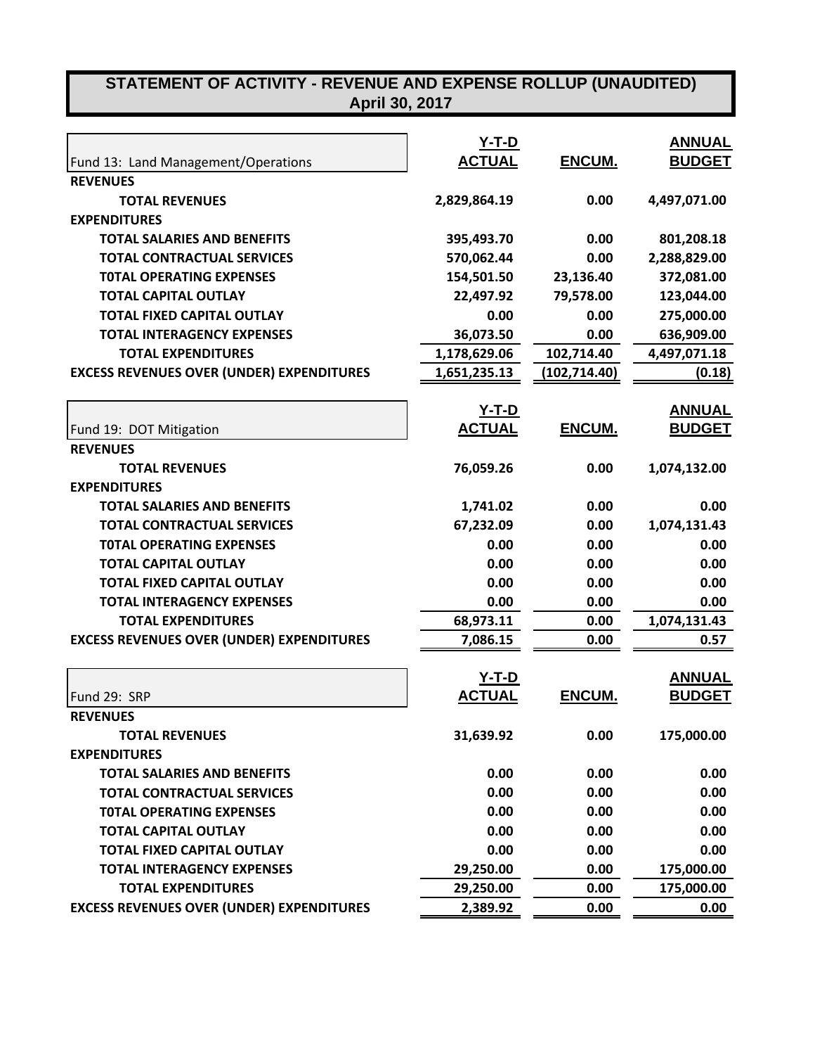# STATEMENT OF ACTIVITY - REVENUE AND EXPENSE ROLLUP (UNAUDITED)
## April 30, 2017

| Fund 13: Land Management/Operations | Y-T-D ACTUAL | ENCUM. | ANNUAL BUDGET |
|---|---|---|---|
| **REVENUES** | | | |
| **TOTAL REVENUES** | **2,829,864.19** | **0.00** | **4,497,071.00** |
| **EXPENDITURES** | | | |
| **TOTAL SALARIES AND BENEFITS** | **395,493.70** | **0.00** | **801,208.18** |
| **TOTAL CONTRACTUAL SERVICES** | **570,062.44** | **0.00** | **2,288,829.00** |
| **T0TAL OPERATING EXPENSES** | **154,501.50** | **23,136.40** | **372,081.00** |
| **TOTAL CAPITAL OUTLAY** | **22,497.92** | **79,578.00** | **123,044.00** |
| **TOTAL FIXED CAPITAL OUTLAY** | **0.00** | **0.00** | **275,000.00** |
| **TOTAL INTERAGENCY EXPENSES** | **36,073.50** | **0.00** | **636,909.00** |
| **TOTAL EXPENDITURES** | **1,178,629.06** | **102,714.40** | **4,497,071.18** |
| **EXCESS REVENUES OVER (UNDER) EXPENDITURES** | **1,651,235.13** | **(102,714.40)** | **(0.18)** |

| Fund 19: DOT Mitigation | Y-T-D ACTUAL | ENCUM. | ANNUAL BUDGET |
|---|---|---|---|
| **REVENUES** | | | |
| **TOTAL REVENUES** | **76,059.26** | **0.00** | **1,074,132.00** |
| **EXPENDITURES** | | | |
| **TOTAL SALARIES AND BENEFITS** | **1,741.02** | **0.00** | **0.00** |
| **TOTAL CONTRACTUAL SERVICES** | **67,232.09** | **0.00** | **1,074,131.43** |
| **T0TAL OPERATING EXPENSES** | **0.00** | **0.00** | **0.00** |
| **TOTAL CAPITAL OUTLAY** | **0.00** | **0.00** | **0.00** |
| **TOTAL FIXED CAPITAL OUTLAY** | **0.00** | **0.00** | **0.00** |
| **TOTAL INTERAGENCY EXPENSES** | **0.00** | **0.00** | **0.00** |
| **TOTAL EXPENDITURES** | **68,973.11** | **0.00** | **1,074,131.43** |
| **EXCESS REVENUES OVER (UNDER) EXPENDITURES** | **7,086.15** | **0.00** | **0.57** |

| Fund 29: SRP | Y-T-D ACTUAL | ENCUM. | ANNUAL BUDGET |
|---|---|---|---|
| **REVENUES** | | | |
| **TOTAL REVENUES** | **31,639.92** | **0.00** | **175,000.00** |
| **EXPENDITURES** | | | |
| **TOTAL SALARIES AND BENEFITS** | **0.00** | **0.00** | **0.00** |
| **TOTAL CONTRACTUAL SERVICES** | **0.00** | **0.00** | **0.00** |
| **T0TAL OPERATING EXPENSES** | **0.00** | **0.00** | **0.00** |
| **TOTAL CAPITAL OUTLAY** | **0.00** | **0.00** | **0.00** |
| **TOTAL FIXED CAPITAL OUTLAY** | **0.00** | **0.00** | **0.00** |
| **TOTAL INTERAGENCY EXPENSES** | **29,250.00** | **0.00** | **175,000.00** |
| **TOTAL EXPENDITURES** | **29,250.00** | **0.00** | **175,000.00** |
| **EXCESS REVENUES OVER (UNDER) EXPENDITURES** | **2,389.92** | **0.00** | **0.00** |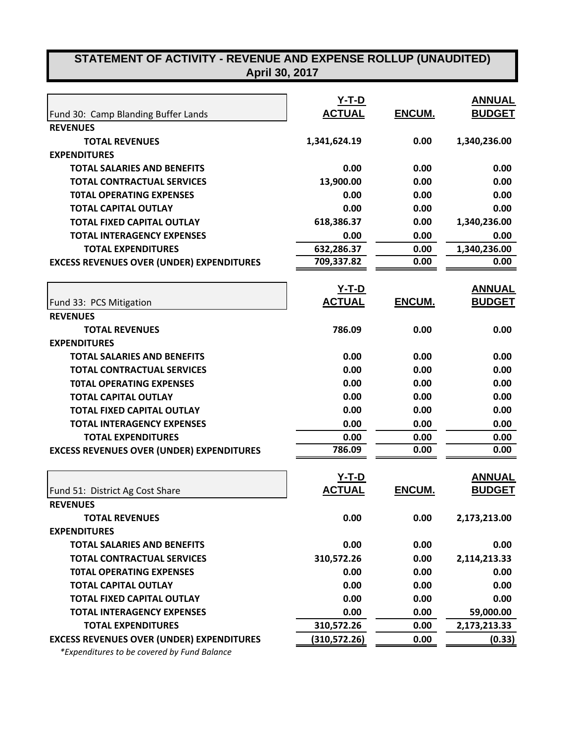# STATEMENT OF ACTIVITY - REVENUE AND EXPENSE ROLLUP (UNAUDITED)
## April 30, 2017

| Fund 30: Camp Blanding Buffer Lands | Y-T-D ACTUAL | ENCUM. | ANNUAL BUDGET |
|---|---|---|---|
| **REVENUES** | | | |
| **TOTAL REVENUES** | 1,341,624.19 | 0.00 | 1,340,236.00 |
| **EXPENDITURES** | | | |
| **TOTAL SALARIES AND BENEFITS** | 0.00 | 0.00 | 0.00 |
| **TOTAL CONTRACTUAL SERVICES** | 13,900.00 | 0.00 | 0.00 |
| **T0TAL OPERATING EXPENSES** | 0.00 | 0.00 | 0.00 |
| **TOTAL CAPITAL OUTLAY** | 0.00 | 0.00 | 0.00 |
| **TOTAL FIXED CAPITAL OUTLAY** | 618,386.37 | 0.00 | 1,340,236.00 |
| **TOTAL INTERAGENCY EXPENSES** | 0.00 | 0.00 | 0.00 |
| **TOTAL EXPENDITURES** | 632,286.37 | 0.00 | 1,340,236.00 |
| **EXCESS REVENUES OVER (UNDER) EXPENDITURES** | 709,337.82 | 0.00 | 0.00 |

| Fund 33: PCS Mitigation | Y-T-D ACTUAL | ENCUM. | ANNUAL BUDGET |
|---|---|---|---|
| **REVENUES** | | | |
| **TOTAL REVENUES** | 786.09 | 0.00 | 0.00 |
| **EXPENDITURES** | | | |
| **TOTAL SALARIES AND BENEFITS** | 0.00 | 0.00 | 0.00 |
| **TOTAL CONTRACTUAL SERVICES** | 0.00 | 0.00 | 0.00 |
| **T0TAL OPERATING EXPENSES** | 0.00 | 0.00 | 0.00 |
| **TOTAL CAPITAL OUTLAY** | 0.00 | 0.00 | 0.00 |
| **TOTAL FIXED CAPITAL OUTLAY** | 0.00 | 0.00 | 0.00 |
| **TOTAL INTERAGENCY EXPENSES** | 0.00 | 0.00 | 0.00 |
| **TOTAL EXPENDITURES** | 0.00 | 0.00 | 0.00 |
| **EXCESS REVENUES OVER (UNDER) EXPENDITURES** | 786.09 | 0.00 | 0.00 |

| Fund 51: District Ag Cost Share | Y-T-D ACTUAL | ENCUM. | ANNUAL BUDGET |
|---|---|---|---|
| **REVENUES** | | | |
| **TOTAL REVENUES** | 0.00 | 0.00 | 2,173,213.00 |
| **EXPENDITURES** | | | |
| **TOTAL SALARIES AND BENEFITS** | 0.00 | 0.00 | 0.00 |
| **TOTAL CONTRACTUAL SERVICES** | 310,572.26 | 0.00 | 2,114,213.33 |
| **T0TAL OPERATING EXPENSES** | 0.00 | 0.00 | 0.00 |
| **TOTAL CAPITAL OUTLAY** | 0.00 | 0.00 | 0.00 |
| **TOTAL FIXED CAPITAL OUTLAY** | 0.00 | 0.00 | 0.00 |
| **TOTAL INTERAGENCY EXPENSES** | 0.00 | 0.00 | 59,000.00 |
| **TOTAL EXPENDITURES** | 310,572.26 | 0.00 | 2,173,213.33 |
| **EXCESS REVENUES OVER (UNDER) EXPENDITURES** | (310,572.26) | 0.00 | (0.33) |

*\*Expenditures to be covered by Fund Balance*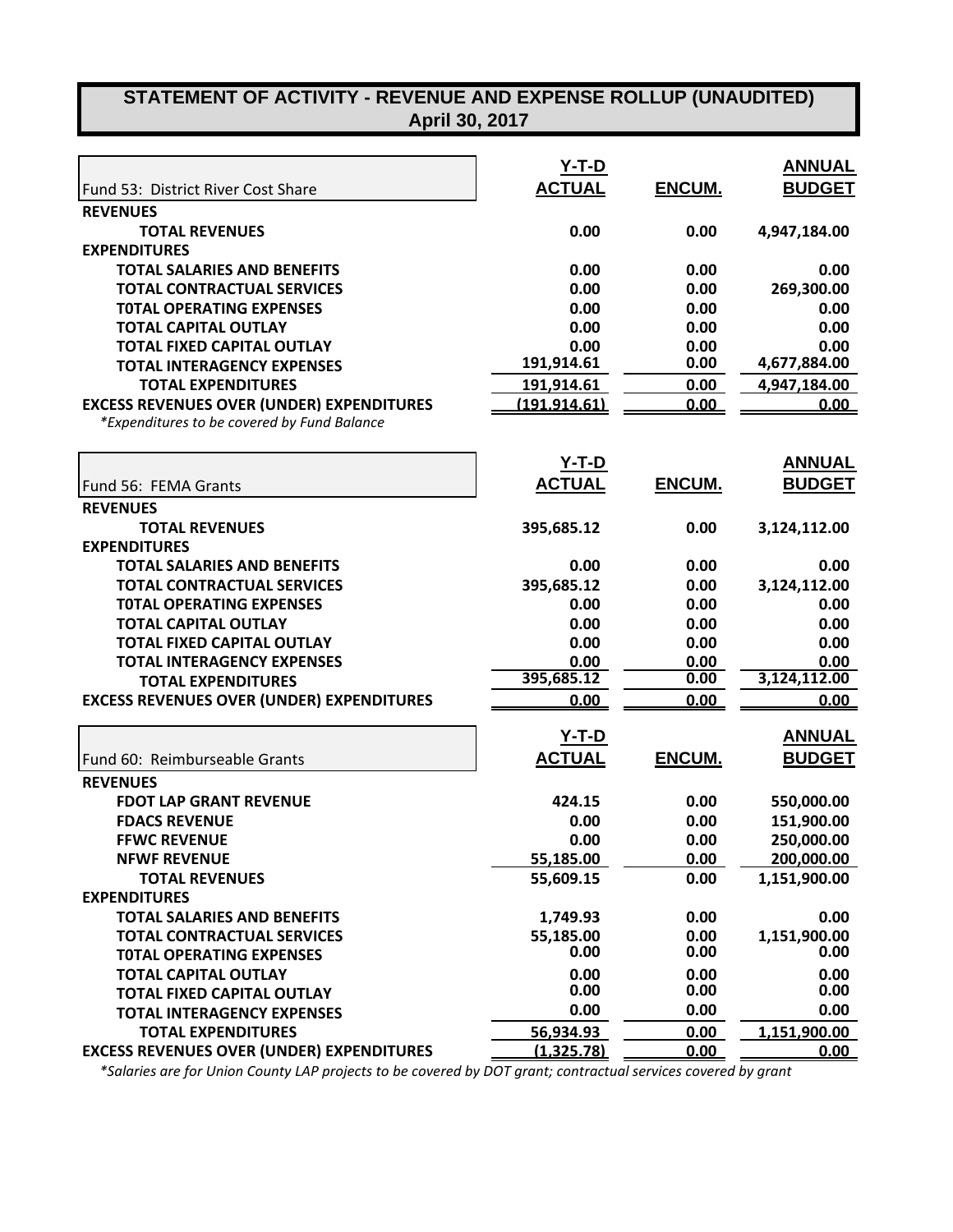## STATEMENT OF ACTIVITY - REVENUE AND EXPENSE ROLLUP (UNAUDITED)
## April 30, 2017

| Fund 53: District River Cost Share | Y-T-D ACTUAL | ENCUM. | ANNUAL BUDGET |
|---|---|---|---|
| **REVENUES** | | | |
| **TOTAL REVENUES** | 0.00 | 0.00 | 4,947,184.00 |
| **EXPENDITURES** | | | |
| **TOTAL SALARIES AND BENEFITS** | 0.00 | 0.00 | 0.00 |
| **TOTAL CONTRACTUAL SERVICES** | 0.00 | 0.00 | 269,300.00 |
| **T0TAL OPERATING EXPENSES** | 0.00 | 0.00 | 0.00 |
| **TOTAL CAPITAL OUTLAY** | 0.00 | 0.00 | 0.00 |
| **TOTAL FIXED CAPITAL OUTLAY** | 0.00 | 0.00 | 0.00 |
| **TOTAL INTERAGENCY EXPENSES** | 191,914.61 | 0.00 | 4,677,884.00 |
| **TOTAL EXPENDITURES** | 191,914.61 | 0.00 | 4,947,184.00 |
| **EXCESS REVENUES OVER (UNDER) EXPENDITURES** | (191,914.61) | 0.00 | 0.00 |

*\*Expenditures to be covered by Fund Balance*

| Fund 56: FEMA Grants | Y-T-D ACTUAL | ENCUM. | ANNUAL BUDGET |
|---|---|---|---|
| **REVENUES** | | | |
| **TOTAL REVENUES** | 395,685.12 | 0.00 | 3,124,112.00 |
| **EXPENDITURES** | | | |
| **TOTAL SALARIES AND BENEFITS** | 0.00 | 0.00 | 0.00 |
| **TOTAL CONTRACTUAL SERVICES** | 395,685.12 | 0.00 | 3,124,112.00 |
| **T0TAL OPERATING EXPENSES** | 0.00 | 0.00 | 0.00 |
| **TOTAL CAPITAL OUTLAY** | 0.00 | 0.00 | 0.00 |
| **TOTAL FIXED CAPITAL OUTLAY** | 0.00 | 0.00 | 0.00 |
| **TOTAL INTERAGENCY EXPENSES** | 0.00 | 0.00 | 0.00 |
| **TOTAL EXPENDITURES** | 395,685.12 | 0.00 | 3,124,112.00 |
| **EXCESS REVENUES OVER (UNDER) EXPENDITURES** | 0.00 | 0.00 | 0.00 |

| Fund 60: Reimburseable Grants | Y-T-D ACTUAL | ENCUM. | ANNUAL BUDGET |
|---|---|---|---|
| **REVENUES** | | | |
| **FDOT LAP GRANT REVENUE** | 424.15 | 0.00 | 550,000.00 |
| **FDACS REVENUE** | 0.00 | 0.00 | 151,900.00 |
| **FFWC REVENUE** | 0.00 | 0.00 | 250,000.00 |
| **NFWF REVENUE** | 55,185.00 | 0.00 | 200,000.00 |
| **TOTAL REVENUES** | 55,609.15 | 0.00 | 1,151,900.00 |
| **EXPENDITURES** | | | |
| **TOTAL SALARIES AND BENEFITS** | 1,749.93 | 0.00 | 0.00 |
| **TOTAL CONTRACTUAL SERVICES** | 55,185.00 | 0.00 | 1,151,900.00 |
| **T0TAL OPERATING EXPENSES** | 0.00 | 0.00 | 0.00 |
| **TOTAL CAPITAL OUTLAY** | 0.00 | 0.00 | 0.00 |
| **TOTAL FIXED CAPITAL OUTLAY** | 0.00 | 0.00 | 0.00 |
| **TOTAL INTERAGENCY EXPENSES** | 0.00 | 0.00 | 0.00 |
| **TOTAL EXPENDITURES** | 56,934.93 | 0.00 | 1,151,900.00 |
| **EXCESS REVENUES OVER (UNDER) EXPENDITURES** | (1,325.78) | 0.00 | 0.00 |

*\*Salaries are for Union County LAP projects to be covered by DOT grant; contractual services covered by grant*